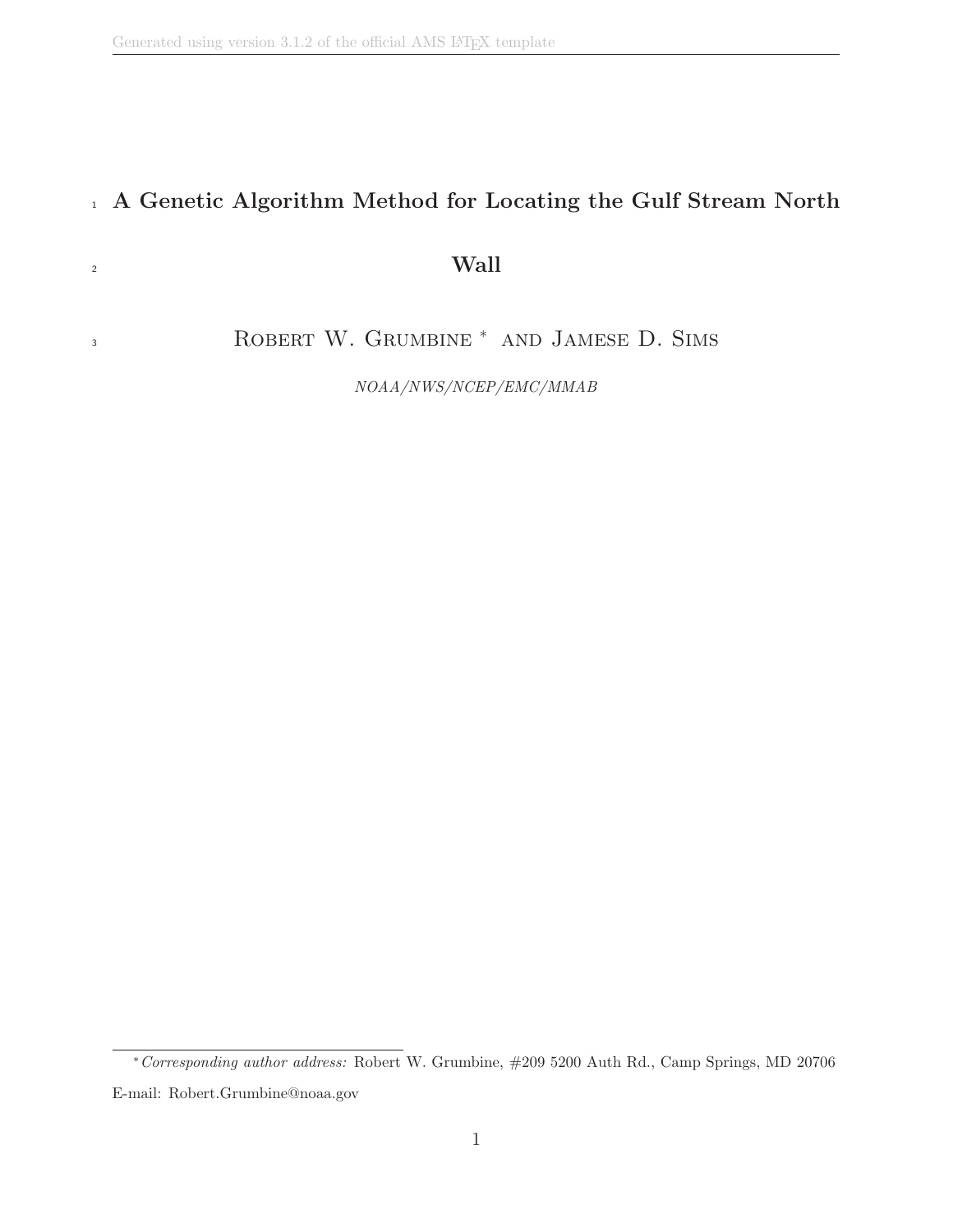# A Genetic Algorithm Method for Locating the Gulf Stream North Wall

Robert W. Grumbine * and Jamese D. Sims

*NOAA/NWS/NCEP/EMC/MMAB*

---

* *Corresponding author address:* Robert W. Grumbine, #209 5200 Auth Rd., Camp Springs, MD 20706

E-mail: Robert.Grumbine@noaa.gov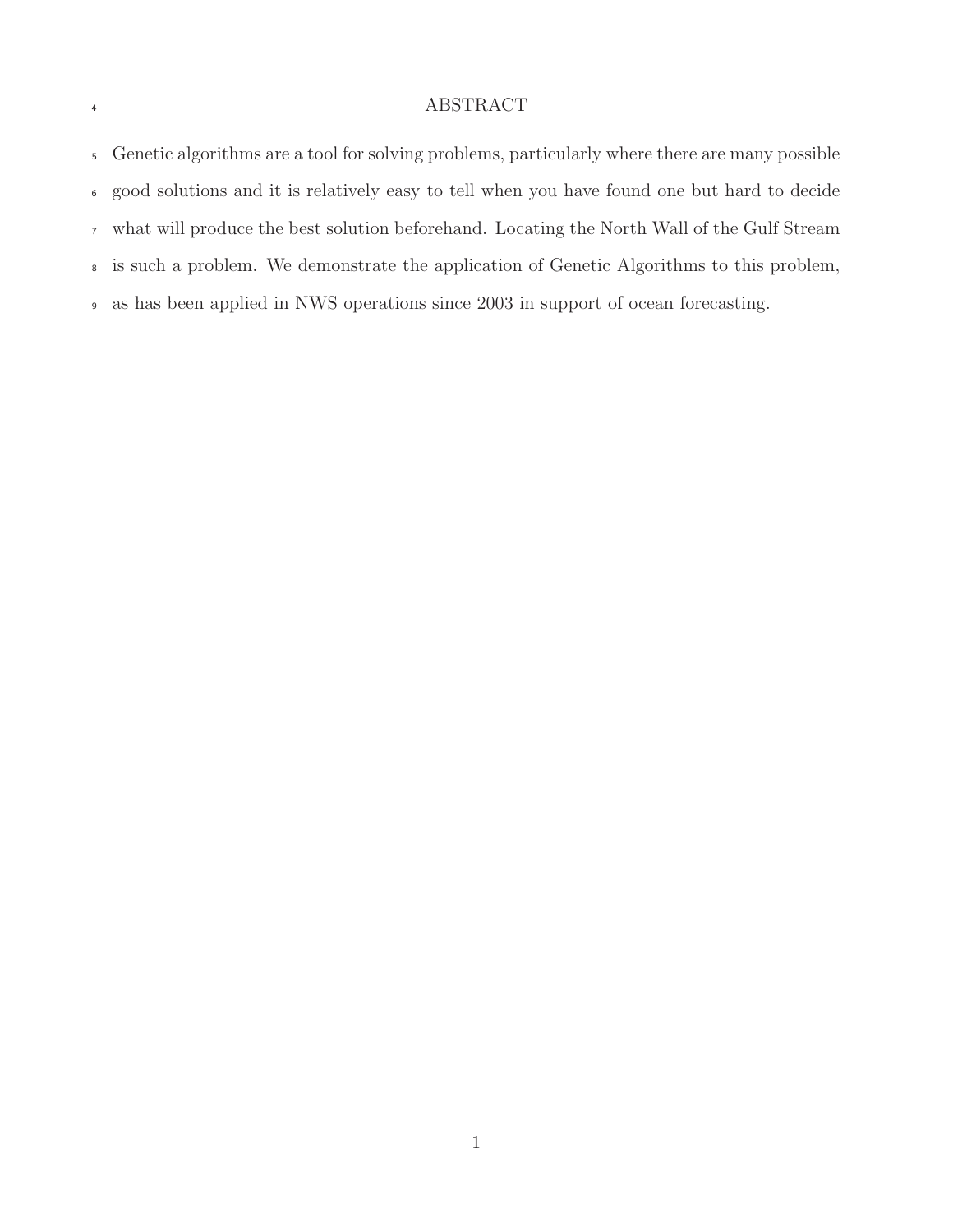# ABSTRACT

Genetic algorithms are a tool for solving problems, particularly where there are many possible good solutions and it is relatively easy to tell when you have found one but hard to decide what will produce the best solution beforehand. Locating the North Wall of the Gulf Stream is such a problem. We demonstrate the application of Genetic Algorithms to this problem, as has been applied in NWS operations since 2003 in support of ocean forecasting.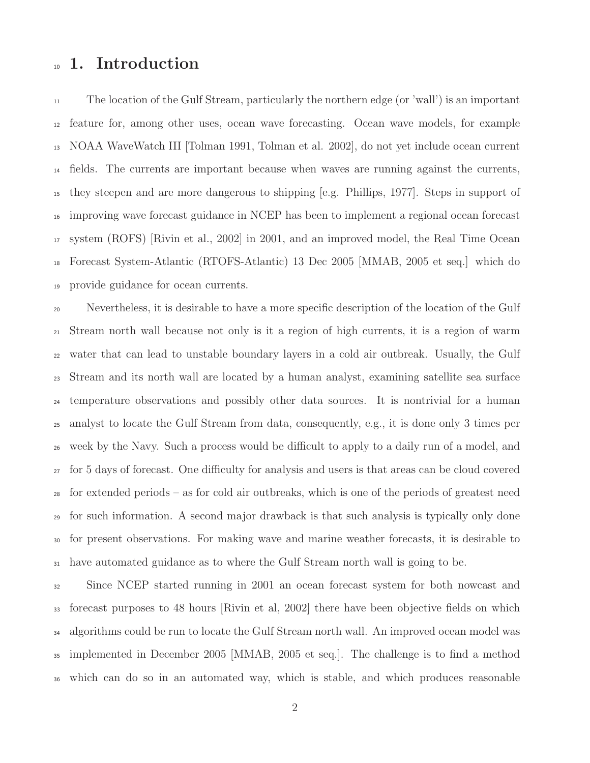# 1. Introduction

The location of the Gulf Stream, particularly the northern edge (or 'wall') is an important feature for, among other uses, ocean wave forecasting. Ocean wave models, for example NOAA WaveWatch III [Tolman 1991, Tolman et al. 2002], do not yet include ocean current fields. The currents are important because when waves are running against the currents, they steepen and are more dangerous to shipping [e.g. Phillips, 1977]. Steps in support of improving wave forecast guidance in NCEP has been to implement a regional ocean forecast system (ROFS) [Rivin et al., 2002] in 2001, and an improved model, the Real Time Ocean Forecast System-Atlantic (RTOFS-Atlantic) 13 Dec 2005 [MMAB, 2005 et seq.] which do provide guidance for ocean currents.

Nevertheless, it is desirable to have a more specific description of the location of the Gulf Stream north wall because not only is it a region of high currents, it is a region of warm water that can lead to unstable boundary layers in a cold air outbreak. Usually, the Gulf Stream and its north wall are located by a human analyst, examining satellite sea surface temperature observations and possibly other data sources. It is nontrivial for a human analyst to locate the Gulf Stream from data, consequently, e.g., it is done only 3 times per week by the Navy. Such a process would be difficult to apply to a daily run of a model, and for 5 days of forecast. One difficulty for analysis and users is that areas can be cloud covered for extended periods – as for cold air outbreaks, which is one of the periods of greatest need for such information. A second major drawback is that such analysis is typically only done for present observations. For making wave and marine weather forecasts, it is desirable to have automated guidance as to where the Gulf Stream north wall is going to be.

Since NCEP started running in 2001 an ocean forecast system for both nowcast and forecast purposes to 48 hours [Rivin et al, 2002] there have been objective fields on which algorithms could be run to locate the Gulf Stream north wall. An improved ocean model was implemented in December 2005 [MMAB, 2005 et seq.]. The challenge is to find a method which can do so in an automated way, which is stable, and which produces reasonable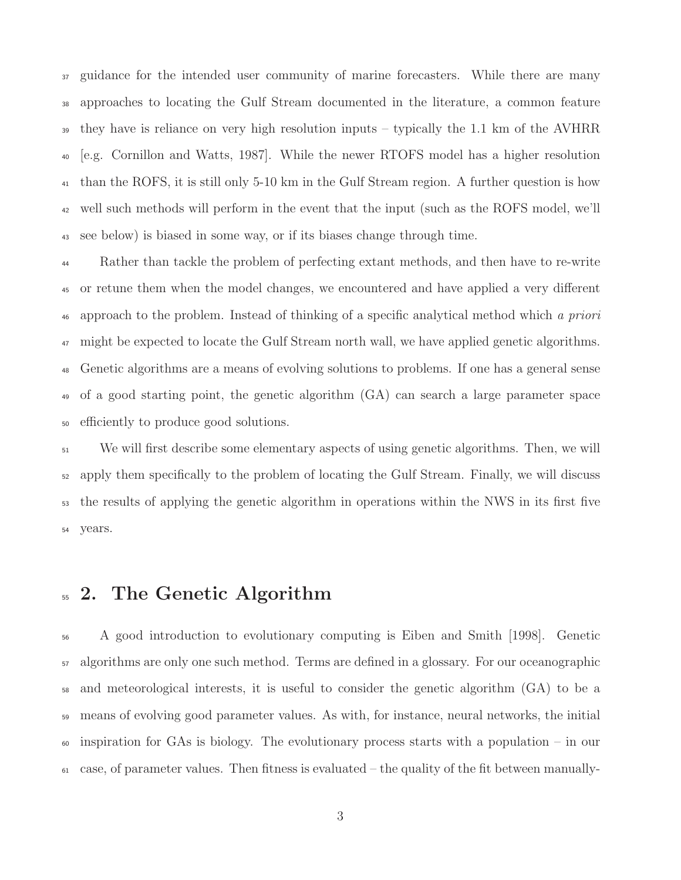guidance for the intended user community of marine forecasters. While there are many approaches to locating the Gulf Stream documented in the literature, a common feature they have is reliance on very high resolution inputs – typically the 1.1 km of the AVHRR [e.g. Cornillon and Watts, 1987]. While the newer RTOFS model has a higher resolution than the ROFS, it is still only 5-10 km in the Gulf Stream region. A further question is how well such methods will perform in the event that the input (such as the ROFS model, we'll see below) is biased in some way, or if its biases change through time.

Rather than tackle the problem of perfecting extant methods, and then have to re-write or retune them when the model changes, we encountered and have applied a very different approach to the problem. Instead of thinking of a specific analytical method which *a priori* might be expected to locate the Gulf Stream north wall, we have applied genetic algorithms. Genetic algorithms are a means of evolving solutions to problems. If one has a general sense of a good starting point, the genetic algorithm (GA) can search a large parameter space efficiently to produce good solutions.

We will first describe some elementary aspects of using genetic algorithms. Then, we will apply them specifically to the problem of locating the Gulf Stream. Finally, we will discuss the results of applying the genetic algorithm in operations within the NWS in its first five years.

## 2. The Genetic Algorithm

A good introduction to evolutionary computing is Eiben and Smith [1998]. Genetic algorithms are only one such method. Terms are defined in a glossary. For our oceanographic and meteorological interests, it is useful to consider the genetic algorithm (GA) to be a means of evolving good parameter values. As with, for instance, neural networks, the initial inspiration for GAs is biology. The evolutionary process starts with a population – in our case, of parameter values. Then fitness is evaluated – the quality of the fit between manually-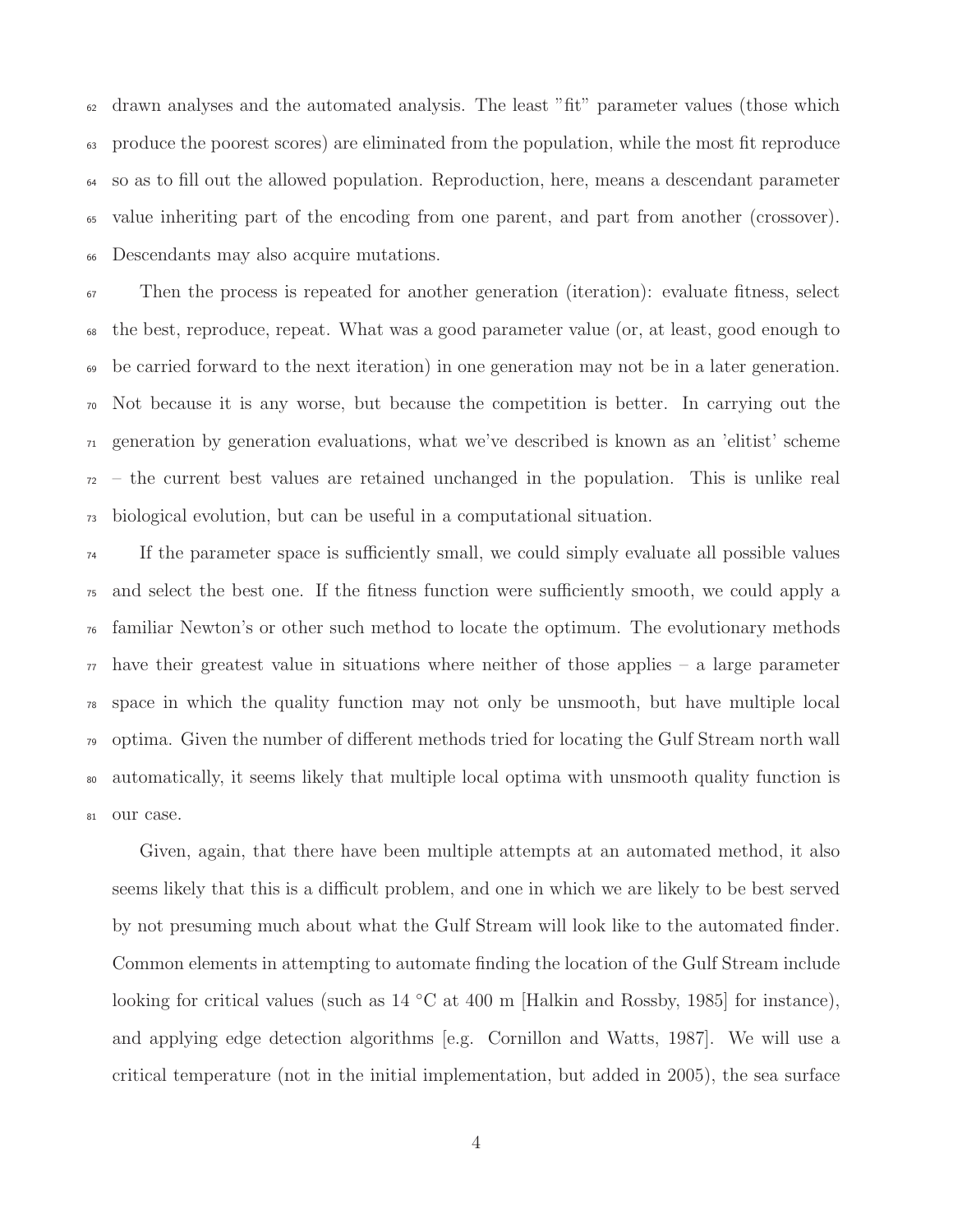drawn analyses and the automated analysis. The least "fit" parameter values (those which produce the poorest scores) are eliminated from the population, while the most fit reproduce so as to fill out the allowed population. Reproduction, here, means a descendant parameter value inheriting part of the encoding from one parent, and part from another (crossover). Descendants may also acquire mutations.

Then the process is repeated for another generation (iteration): evaluate fitness, select the best, reproduce, repeat. What was a good parameter value (or, at least, good enough to be carried forward to the next iteration) in one generation may not be in a later generation. Not because it is any worse, but because the competition is better. In carrying out the generation by generation evaluations, what we've described is known as an 'elitist' scheme – the current best values are retained unchanged in the population. This is unlike real biological evolution, but can be useful in a computational situation.

If the parameter space is sufficiently small, we could simply evaluate all possible values and select the best one. If the fitness function were sufficiently smooth, we could apply a familiar Newton's or other such method to locate the optimum. The evolutionary methods have their greatest value in situations where neither of those applies – a large parameter space in which the quality function may not only be unsmooth, but have multiple local optima. Given the number of different methods tried for locating the Gulf Stream north wall automatically, it seems likely that multiple local optima with unsmooth quality function is our case.

Given, again, that there have been multiple attempts at an automated method, it also seems likely that this is a difficult problem, and one in which we are likely to be best served by not presuming much about what the Gulf Stream will look like to the automated finder. Common elements in attempting to automate finding the location of the Gulf Stream include looking for critical values (such as 14 °C at 400 m [Halkin and Rossby, 1985] for instance), and applying edge detection algorithms [e.g. Cornillon and Watts, 1987]. We will use a critical temperature (not in the initial implementation, but added in 2005), the sea surface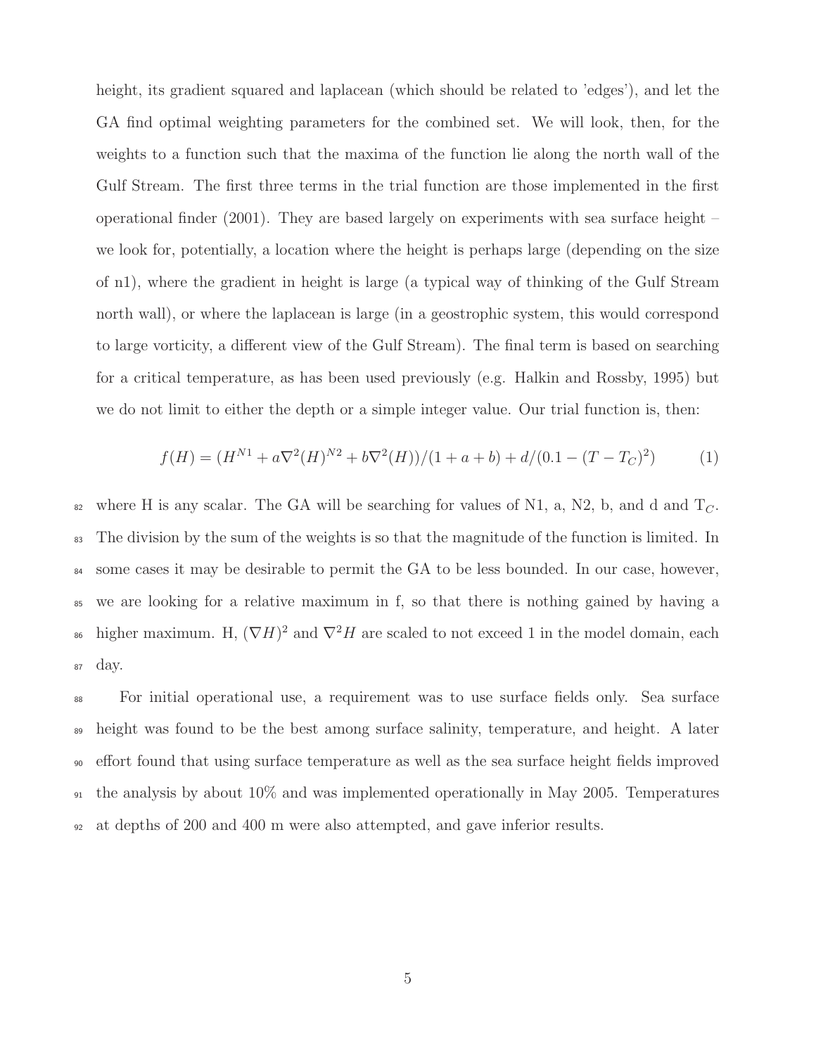height, its gradient squared and laplacean (which should be related to 'edges'), and let the GA find optimal weighting parameters for the combined set. We will look, then, for the weights to a function such that the maxima of the function lie along the north wall of the Gulf Stream. The first three terms in the trial function are those implemented in the first operational finder (2001). They are based largely on experiments with sea surface height – we look for, potentially, a location where the height is perhaps large (depending on the size of n1), where the gradient in height is large (a typical way of thinking of the Gulf Stream north wall), or where the laplacean is large (in a geostrophic system, this would correspond to large vorticity, a different view of the Gulf Stream). The final term is based on searching for a critical temperature, as has been used previously (e.g. Halkin and Rossby, 1995) but we do not limit to either the depth or a simple integer value. Our trial function is, then:

$$f(H) = (H^{N1} + a\nabla^2(H)^{N2} + b\nabla^2(H))/(1 + a + b) + d/(0.1 - (T - T_C)^2) \tag{1}$$

where H is any scalar. The GA will be searching for values of N1, a, N2, b, and d and $T_C$. The division by the sum of the weights is so that the magnitude of the function is limited. In some cases it may be desirable to permit the GA to be less bounded. In our case, however, we are looking for a relative maximum in f, so that there is nothing gained by having a higher maximum. H, $(\nabla H)^2$ and $\nabla^2 H$ are scaled to not exceed 1 in the model domain, each day.

For initial operational use, a requirement was to use surface fields only. Sea surface height was found to be the best among surface salinity, temperature, and height. A later effort found that using surface temperature as well as the sea surface height fields improved the analysis by about 10% and was implemented operationally in May 2005. Temperatures at depths of 200 and 400 m were also attempted, and gave inferior results.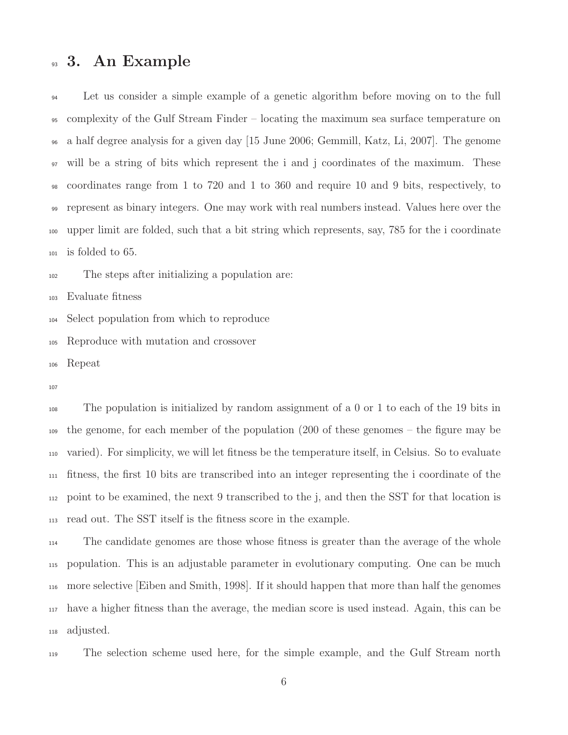## 3. An Example

Let us consider a simple example of a genetic algorithm before moving on to the full complexity of the Gulf Stream Finder – locating the maximum sea surface temperature on a half degree analysis for a given day [15 June 2006; Gemmill, Katz, Li, 2007]. The genome will be a string of bits which represent the i and j coordinates of the maximum. These coordinates range from 1 to 720 and 1 to 360 and require 10 and 9 bits, respectively, to represent as binary integers. One may work with real numbers instead. Values here over the upper limit are folded, such that a bit string which represents, say, 785 for the i coordinate is folded to 65.

The steps after initializing a population are:

Evaluate fitness

Select population from which to reproduce

Reproduce with mutation and crossover

Repeat

The population is initialized by random assignment of a 0 or 1 to each of the 19 bits in the genome, for each member of the population (200 of these genomes – the figure may be varied). For simplicity, we will let fitness be the temperature itself, in Celsius. So to evaluate fitness, the first 10 bits are transcribed into an integer representing the i coordinate of the point to be examined, the next 9 transcribed to the j, and then the SST for that location is read out. The SST itself is the fitness score in the example.

The candidate genomes are those whose fitness is greater than the average of the whole population. This is an adjustable parameter in evolutionary computing. One can be much more selective [Eiben and Smith, 1998]. If it should happen that more than half the genomes have a higher fitness than the average, the median score is used instead. Again, this can be adjusted.

The selection scheme used here, for the simple example, and the Gulf Stream north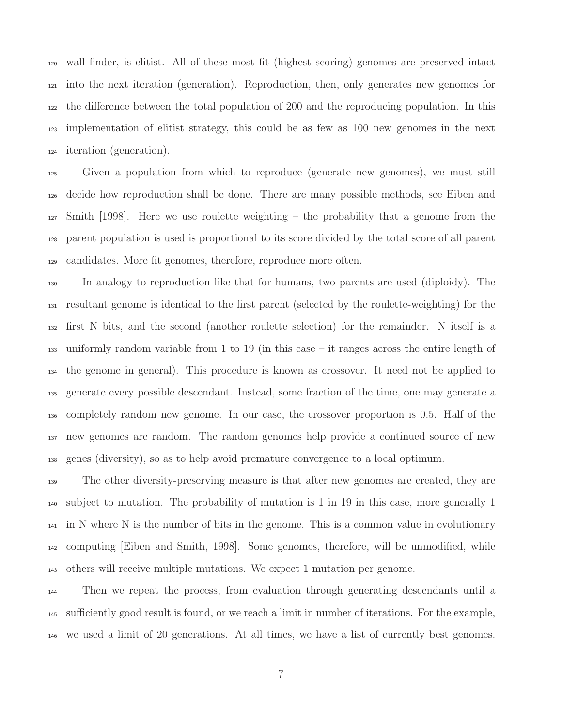wall finder, is elitist. All of these most fit (highest scoring) genomes are preserved intact into the next iteration (generation). Reproduction, then, only generates new genomes for the difference between the total population of 200 and the reproducing population. In this implementation of elitist strategy, this could be as few as 100 new genomes in the next iteration (generation).

Given a population from which to reproduce (generate new genomes), we must still decide how reproduction shall be done. There are many possible methods, see Eiben and Smith [1998]. Here we use roulette weighting – the probability that a genome from the parent population is used is proportional to its score divided by the total score of all parent candidates. More fit genomes, therefore, reproduce more often.

In analogy to reproduction like that for humans, two parents are used (diploidy). The resultant genome is identical to the first parent (selected by the roulette-weighting) for the first N bits, and the second (another roulette selection) for the remainder. N itself is a uniformly random variable from 1 to 19 (in this case – it ranges across the entire length of the genome in general). This procedure is known as crossover. It need not be applied to generate every possible descendant. Instead, some fraction of the time, one may generate a completely random new genome. In our case, the crossover proportion is 0.5. Half of the new genomes are random. The random genomes help provide a continued source of new genes (diversity), so as to help avoid premature convergence to a local optimum.

The other diversity-preserving measure is that after new genomes are created, they are subject to mutation. The probability of mutation is 1 in 19 in this case, more generally 1 in N where N is the number of bits in the genome. This is a common value in evolutionary computing [Eiben and Smith, 1998]. Some genomes, therefore, will be unmodified, while others will receive multiple mutations. We expect 1 mutation per genome.

Then we repeat the process, from evaluation through generating descendants until a sufficiently good result is found, or we reach a limit in number of iterations. For the example, we used a limit of 20 generations. At all times, we have a list of currently best genomes.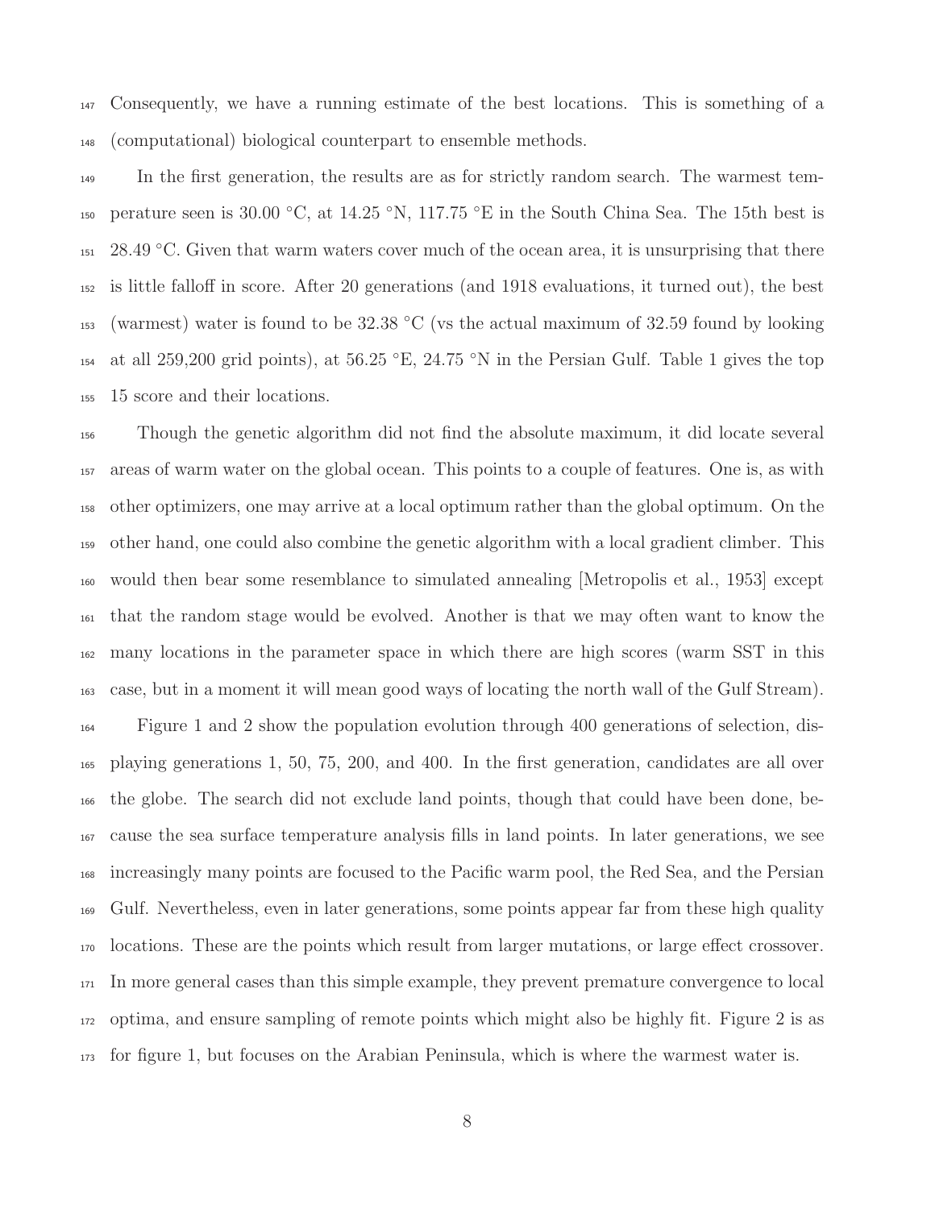Consequently, we have a running estimate of the best locations. This is something of a (computational) biological counterpart to ensemble methods.

In the first generation, the results are as for strictly random search. The warmest temperature seen is 30.00 °C, at 14.25 °N, 117.75 °E in the South China Sea. The 15th best is 28.49 °C. Given that warm waters cover much of the ocean area, it is unsurprising that there is little falloff in score. After 20 generations (and 1918 evaluations, it turned out), the best (warmest) water is found to be 32.38 °C (vs the actual maximum of 32.59 found by looking at all 259,200 grid points), at 56.25 °E, 24.75 °N in the Persian Gulf. Table 1 gives the top 15 score and their locations.

Though the genetic algorithm did not find the absolute maximum, it did locate several areas of warm water on the global ocean. This points to a couple of features. One is, as with other optimizers, one may arrive at a local optimum rather than the global optimum. On the other hand, one could also combine the genetic algorithm with a local gradient climber. This would then bear some resemblance to simulated annealing [Metropolis et al., 1953] except that the random stage would be evolved. Another is that we may often want to know the many locations in the parameter space in which there are high scores (warm SST in this case, but in a moment it will mean good ways of locating the north wall of the Gulf Stream).

Figure 1 and 2 show the population evolution through 400 generations of selection, displaying generations 1, 50, 75, 200, and 400. In the first generation, candidates are all over the globe. The search did not exclude land points, though that could have been done, because the sea surface temperature analysis fills in land points. In later generations, we see increasingly many points are focused to the Pacific warm pool, the Red Sea, and the Persian Gulf. Nevertheless, even in later generations, some points appear far from these high quality locations. These are the points which result from larger mutations, or large effect crossover. In more general cases than this simple example, they prevent premature convergence to local optima, and ensure sampling of remote points which might also be highly fit. Figure 2 is as for figure 1, but focuses on the Arabian Peninsula, which is where the warmest water is.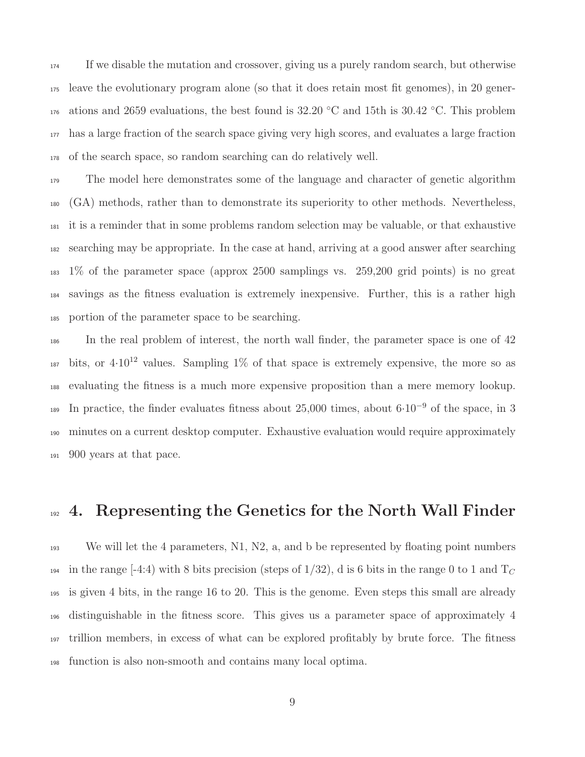If we disable the mutation and crossover, giving us a purely random search, but otherwise leave the evolutionary program alone (so that it does retain most fit genomes), in 20 generations and 2659 evaluations, the best found is 32.20 °C and 15th is 30.42 °C. This problem has a large fraction of the search space giving very high scores, and evaluates a large fraction of the search space, so random searching can do relatively well.

The model here demonstrates some of the language and character of genetic algorithm (GA) methods, rather than to demonstrate its superiority to other methods. Nevertheless, it is a reminder that in some problems random selection may be valuable, or that exhaustive searching may be appropriate. In the case at hand, arriving at a good answer after searching 1% of the parameter space (approx 2500 samplings vs. 259,200 grid points) is no great savings as the fitness evaluation is extremely inexpensive. Further, this is a rather high portion of the parameter space to be searching.

In the real problem of interest, the north wall finder, the parameter space is one of 42 bits, or $4{\cdot}10^{12}$ values. Sampling 1% of that space is extremely expensive, the more so as evaluating the fitness is a much more expensive proposition than a mere memory lookup. In practice, the finder evaluates fitness about 25,000 times, about $6{\cdot}10^{-9}$ of the space, in 3 minutes on a current desktop computer. Exhaustive evaluation would require approximately 900 years at that pace.

# 4. Representing the Genetics for the North Wall Finder

We will let the 4 parameters, N1, N2, a, and b be represented by floating point numbers in the range [-4:4) with 8 bits precision (steps of 1/32), d is 6 bits in the range 0 to 1 and $T_C$ is given 4 bits, in the range 16 to 20. This is the genome. Even steps this small are already distinguishable in the fitness score. This gives us a parameter space of approximately 4 trillion members, in excess of what can be explored profitably by brute force. The fitness function is also non-smooth and contains many local optima.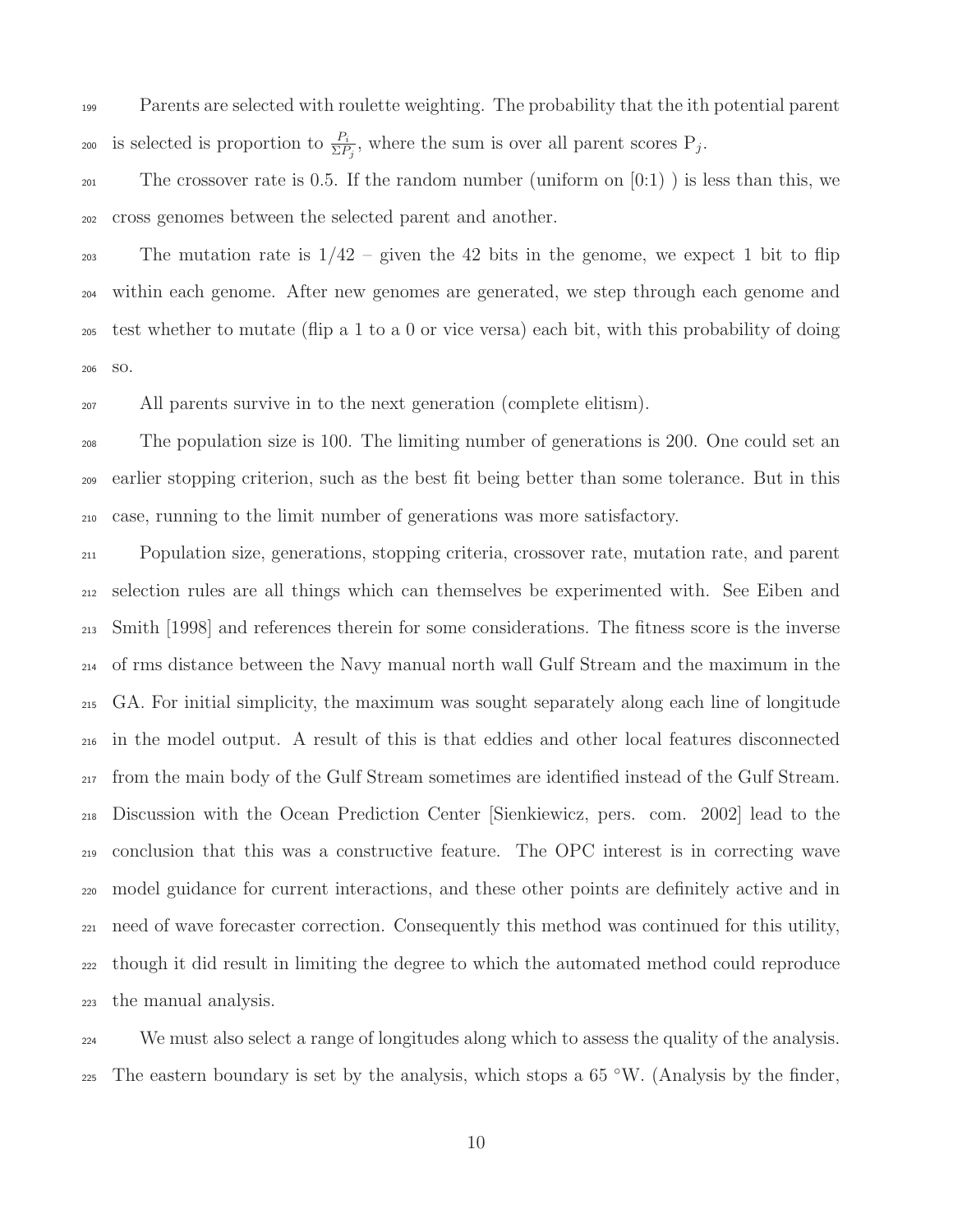Parents are selected with roulette weighting. The probability that the ith potential parent is selected is proportion to $\frac{P_i}{\Sigma P_j}$, where the sum is over all parent scores $P_j$.

The crossover rate is 0.5. If the random number (uniform on [0:1) ) is less than this, we cross genomes between the selected parent and another.

The mutation rate is 1/42 – given the 42 bits in the genome, we expect 1 bit to flip within each genome. After new genomes are generated, we step through each genome and test whether to mutate (flip a 1 to a 0 or vice versa) each bit, with this probability of doing so.

All parents survive in to the next generation (complete elitism).

The population size is 100. The limiting number of generations is 200. One could set an earlier stopping criterion, such as the best fit being better than some tolerance. But in this case, running to the limit number of generations was more satisfactory.

Population size, generations, stopping criteria, crossover rate, mutation rate, and parent selection rules are all things which can themselves be experimented with. See Eiben and Smith [1998] and references therein for some considerations. The fitness score is the inverse of rms distance between the Navy manual north wall Gulf Stream and the maximum in the GA. For initial simplicity, the maximum was sought separately along each line of longitude in the model output. A result of this is that eddies and other local features disconnected from the main body of the Gulf Stream sometimes are identified instead of the Gulf Stream. Discussion with the Ocean Prediction Center [Sienkiewicz, pers. com. 2002] lead to the conclusion that this was a constructive feature. The OPC interest is in correcting wave model guidance for current interactions, and these other points are definitely active and in need of wave forecaster correction. Consequently this method was continued for this utility, though it did result in limiting the degree to which the automated method could reproduce the manual analysis.

We must also select a range of longitudes along which to assess the quality of the analysis. The eastern boundary is set by the analysis, which stops a 65 °W. (Analysis by the finder,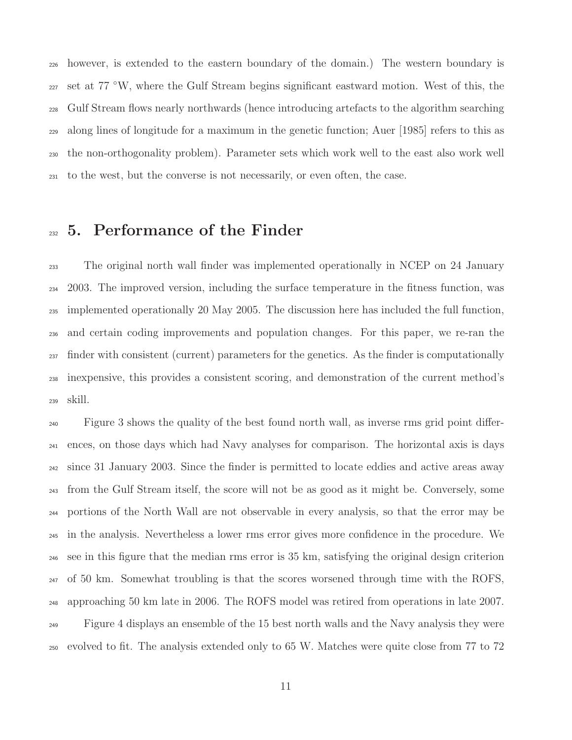however, is extended to the eastern boundary of the domain.) The western boundary is set at 77 °W, where the Gulf Stream begins significant eastward motion. West of this, the Gulf Stream flows nearly northwards (hence introducing artefacts to the algorithm searching along lines of longitude for a maximum in the genetic function; Auer [1985] refers to this as the non-orthogonality problem). Parameter sets which work well to the east also work well to the west, but the converse is not necessarily, or even often, the case.

## 5. Performance of the Finder

The original north wall finder was implemented operationally in NCEP on 24 January 2003. The improved version, including the surface temperature in the fitness function, was implemented operationally 20 May 2005. The discussion here has included the full function, and certain coding improvements and population changes. For this paper, we re-ran the finder with consistent (current) parameters for the genetics. As the finder is computationally inexpensive, this provides a consistent scoring, and demonstration of the current method's skill.

Figure 3 shows the quality of the best found north wall, as inverse rms grid point differences, on those days which had Navy analyses for comparison. The horizontal axis is days since 31 January 2003. Since the finder is permitted to locate eddies and active areas away from the Gulf Stream itself, the score will not be as good as it might be. Conversely, some portions of the North Wall are not observable in every analysis, so that the error may be in the analysis. Nevertheless a lower rms error gives more confidence in the procedure. We see in this figure that the median rms error is 35 km, satisfying the original design criterion of 50 km. Somewhat troubling is that the scores worsened through time with the ROFS, approaching 50 km late in 2006. The ROFS model was retired from operations in late 2007.

Figure 4 displays an ensemble of the 15 best north walls and the Navy analysis they were evolved to fit. The analysis extended only to 65 W. Matches were quite close from 77 to 72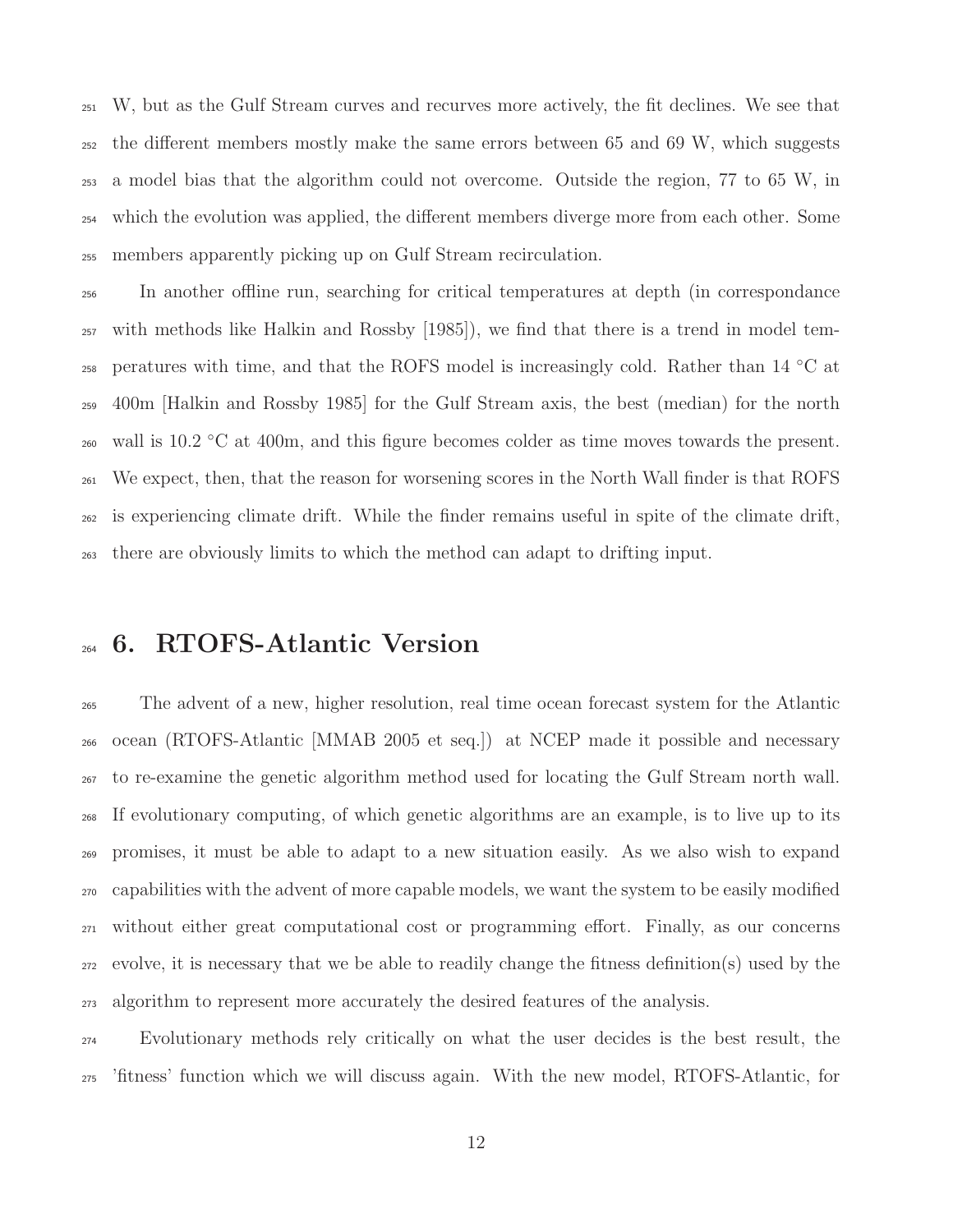W, but as the Gulf Stream curves and recurves more actively, the fit declines. We see that the different members mostly make the same errors between 65 and 69 W, which suggests a model bias that the algorithm could not overcome. Outside the region, 77 to 65 W, in which the evolution was applied, the different members diverge more from each other. Some members apparently picking up on Gulf Stream recirculation.

In another offline run, searching for critical temperatures at depth (in correspondance with methods like Halkin and Rossby [1985]), we find that there is a trend in model temperatures with time, and that the ROFS model is increasingly cold. Rather than 14 °C at 400m [Halkin and Rossby 1985] for the Gulf Stream axis, the best (median) for the north wall is 10.2 °C at 400m, and this figure becomes colder as time moves towards the present. We expect, then, that the reason for worsening scores in the North Wall finder is that ROFS is experiencing climate drift. While the finder remains useful in spite of the climate drift, there are obviously limits to which the method can adapt to drifting input.

# 6. RTOFS-Atlantic Version

The advent of a new, higher resolution, real time ocean forecast system for the Atlantic ocean (RTOFS-Atlantic [MMAB 2005 et seq.]) at NCEP made it possible and necessary to re-examine the genetic algorithm method used for locating the Gulf Stream north wall. If evolutionary computing, of which genetic algorithms are an example, is to live up to its promises, it must be able to adapt to a new situation easily. As we also wish to expand capabilities with the advent of more capable models, we want the system to be easily modified without either great computational cost or programming effort. Finally, as our concerns evolve, it is necessary that we be able to readily change the fitness definition(s) used by the algorithm to represent more accurately the desired features of the analysis.

Evolutionary methods rely critically on what the user decides is the best result, the 'fitness' function which we will discuss again. With the new model, RTOFS-Atlantic, for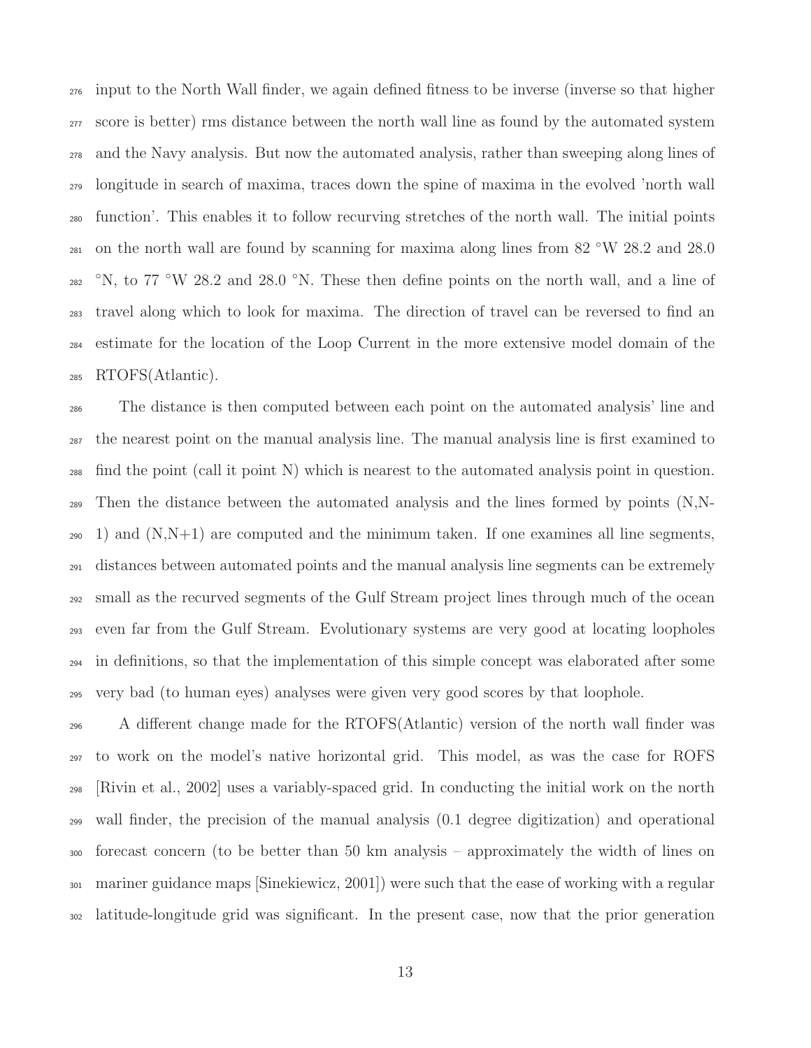input to the North Wall finder, we again defined fitness to be inverse (inverse so that higher score is better) rms distance between the north wall line as found by the automated system and the Navy analysis. But now the automated analysis, rather than sweeping along lines of longitude in search of maxima, traces down the spine of maxima in the evolved 'north wall function'. This enables it to follow recurving stretches of the north wall. The initial points on the north wall are found by scanning for maxima along lines from 82 °W 28.2 and 28.0 °N, to 77 °W 28.2 and 28.0 °N. These then define points on the north wall, and a line of travel along which to look for maxima. The direction of travel can be reversed to find an estimate for the location of the Loop Current in the more extensive model domain of the RTOFS(Atlantic).

The distance is then computed between each point on the automated analysis' line and the nearest point on the manual analysis line. The manual analysis line is first examined to find the point (call it point N) which is nearest to the automated analysis point in question. Then the distance between the automated analysis and the lines formed by points (N,N-1) and (N,N+1) are computed and the minimum taken. If one examines all line segments, distances between automated points and the manual analysis line segments can be extremely small as the recurved segments of the Gulf Stream project lines through much of the ocean even far from the Gulf Stream. Evolutionary systems are very good at locating loopholes in definitions, so that the implementation of this simple concept was elaborated after some very bad (to human eyes) analyses were given very good scores by that loophole.

A different change made for the RTOFS(Atlantic) version of the north wall finder was to work on the model's native horizontal grid. This model, as was the case for ROFS [Rivin et al., 2002] uses a variably-spaced grid. In conducting the initial work on the north wall finder, the precision of the manual analysis (0.1 degree digitization) and operational forecast concern (to be better than 50 km analysis – approximately the width of lines on mariner guidance maps [Sinekiewicz, 2001]) were such that the ease of working with a regular latitude-longitude grid was significant. In the present case, now that the prior generation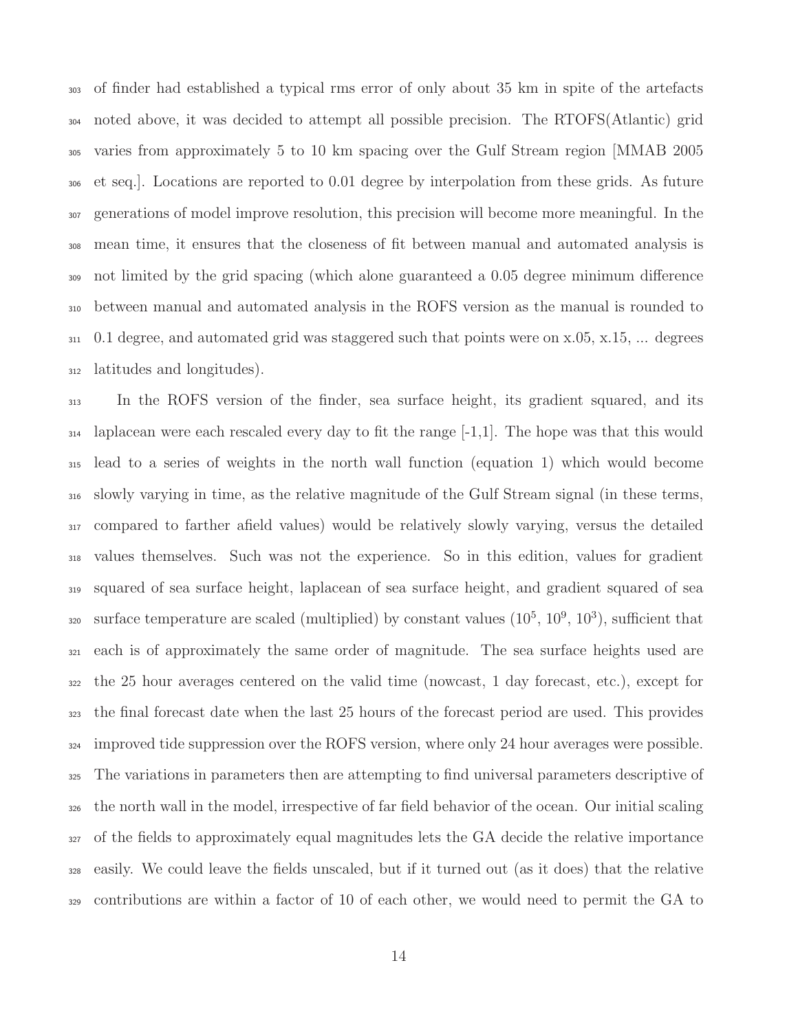of finder had established a typical rms error of only about 35 km in spite of the artefacts noted above, it was decided to attempt all possible precision. The RTOFS(Atlantic) grid varies from approximately 5 to 10 km spacing over the Gulf Stream region [MMAB 2005 et seq.]. Locations are reported to 0.01 degree by interpolation from these grids. As future generations of model improve resolution, this precision will become more meaningful. In the mean time, it ensures that the closeness of fit between manual and automated analysis is not limited by the grid spacing (which alone guaranteed a 0.05 degree minimum difference between manual and automated analysis in the ROFS version as the manual is rounded to 0.1 degree, and automated grid was staggered such that points were on x.05, x.15, ... degrees latitudes and longitudes).

In the ROFS version of the finder, sea surface height, its gradient squared, and its laplacean were each rescaled every day to fit the range [-1,1]. The hope was that this would lead to a series of weights in the north wall function (equation 1) which would become slowly varying in time, as the relative magnitude of the Gulf Stream signal (in these terms, compared to farther afield values) would be relatively slowly varying, versus the detailed values themselves. Such was not the experience. So in this edition, values for gradient squared of sea surface height, laplacean of sea surface height, and gradient squared of sea surface temperature are scaled (multiplied) by constant values ($10^5$, $10^9$, $10^3$), sufficient that each is of approximately the same order of magnitude. The sea surface heights used are the 25 hour averages centered on the valid time (nowcast, 1 day forecast, etc.), except for the final forecast date when the last 25 hours of the forecast period are used. This provides improved tide suppression over the ROFS version, where only 24 hour averages were possible. The variations in parameters then are attempting to find universal parameters descriptive of the north wall in the model, irrespective of far field behavior of the ocean. Our initial scaling of the fields to approximately equal magnitudes lets the GA decide the relative importance easily. We could leave the fields unscaled, but if it turned out (as it does) that the relative contributions are within a factor of 10 of each other, we would need to permit the GA to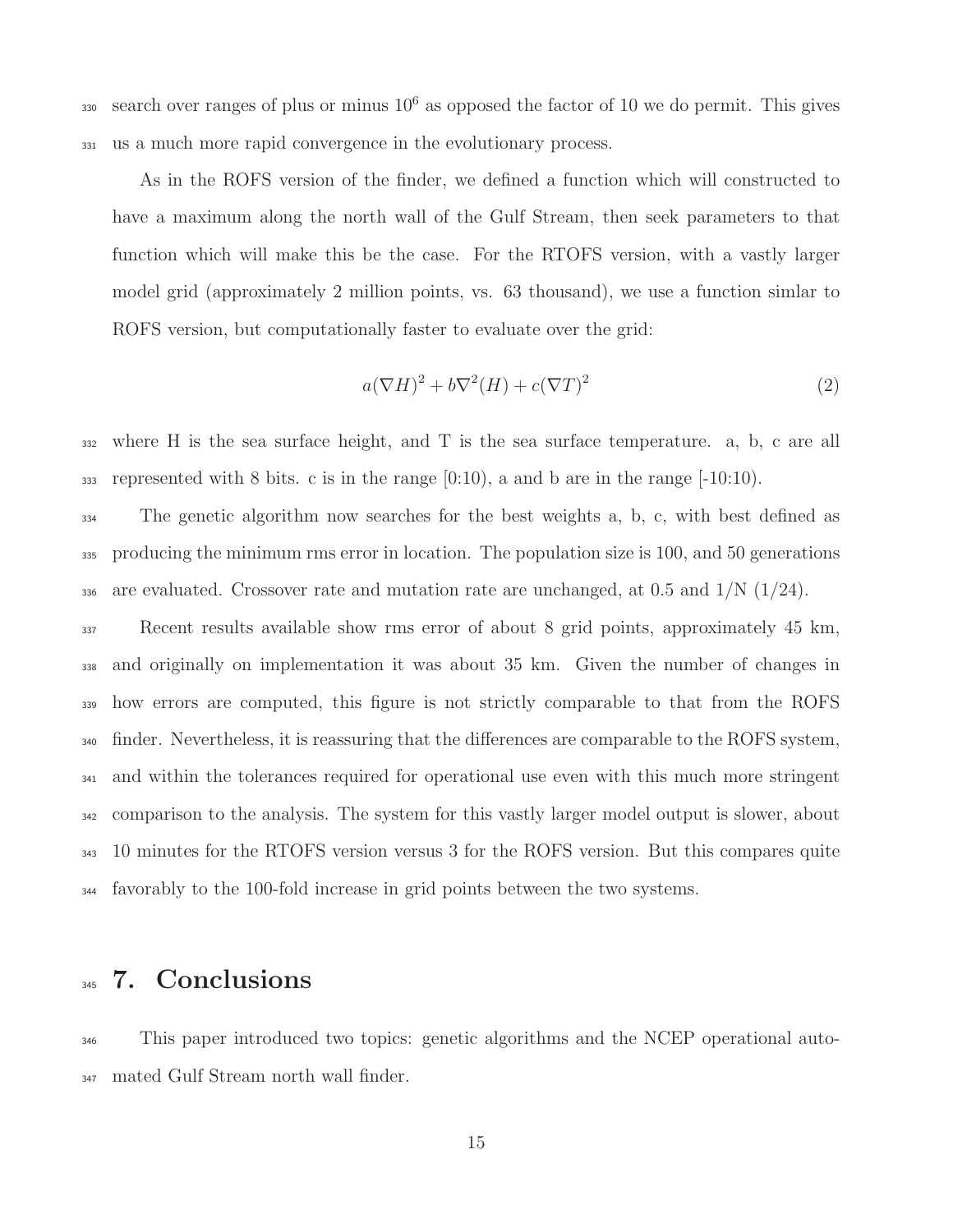search over ranges of plus or minus $10^6$ as opposed the factor of 10 we do permit. This gives us a much more rapid convergence in the evolutionary process.

As in the ROFS version of the finder, we defined a function which will constructed to have a maximum along the north wall of the Gulf Stream, then seek parameters to that function which will make this be the case. For the RTOFS version, with a vastly larger model grid (approximately 2 million points, vs. 63 thousand), we use a function simlar to ROFS version, but computationally faster to evaluate over the grid:

$$a(\nabla H)^2 + b\nabla^2(H) + c(\nabla T)^2 \tag{2}$$

where H is the sea surface height, and T is the sea surface temperature. a, b, c are all represented with 8 bits. c is in the range [0:10), a and b are in the range [-10:10).

The genetic algorithm now searches for the best weights a, b, c, with best defined as producing the minimum rms error in location. The population size is 100, and 50 generations are evaluated. Crossover rate and mutation rate are unchanged, at 0.5 and 1/N (1/24).

Recent results available show rms error of about 8 grid points, approximately 45 km, and originally on implementation it was about 35 km. Given the number of changes in how errors are computed, this figure is not strictly comparable to that from the ROFS finder. Nevertheless, it is reassuring that the differences are comparable to the ROFS system, and within the tolerances required for operational use even with this much more stringent comparison to the analysis. The system for this vastly larger model output is slower, about 10 minutes for the RTOFS version versus 3 for the ROFS version. But this compares quite favorably to the 100-fold increase in grid points between the two systems.

# 7. Conclusions

This paper introduced two topics: genetic algorithms and the NCEP operational automated Gulf Stream north wall finder.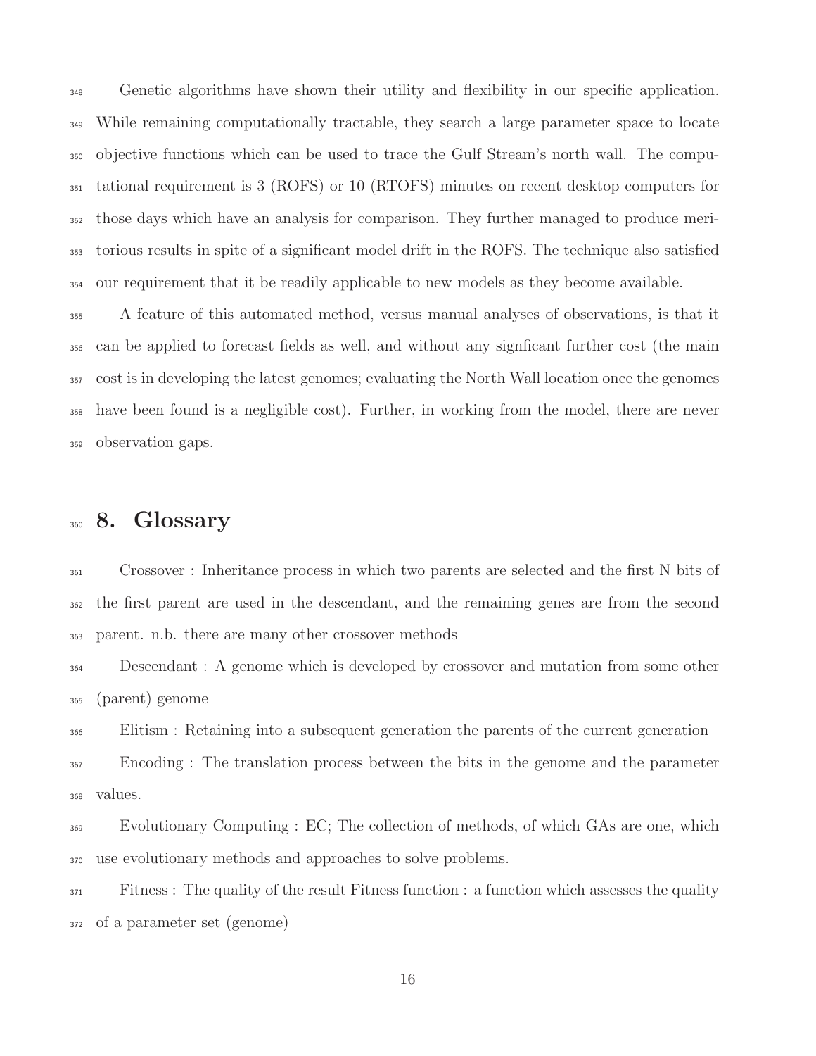Genetic algorithms have shown their utility and flexibility in our specific application. While remaining computationally tractable, they search a large parameter space to locate objective functions which can be used to trace the Gulf Stream's north wall. The computational requirement is 3 (ROFS) or 10 (RTOFS) minutes on recent desktop computers for those days which have an analysis for comparison. They further managed to produce meritorious results in spite of a significant model drift in the ROFS. The technique also satisfied our requirement that it be readily applicable to new models as they become available.

A feature of this automated method, versus manual analyses of observations, is that it can be applied to forecast fields as well, and without any signficant further cost (the main cost is in developing the latest genomes; evaluating the North Wall location once the genomes have been found is a negligible cost). Further, in working from the model, there are never observation gaps.

# 8. Glossary

Crossover : Inheritance process in which two parents are selected and the first N bits of the first parent are used in the descendant, and the remaining genes are from the second parent. n.b. there are many other crossover methods

Descendant : A genome which is developed by crossover and mutation from some other (parent) genome

Elitism : Retaining into a subsequent generation the parents of the current generation

Encoding : The translation process between the bits in the genome and the parameter values.

Evolutionary Computing : EC; The collection of methods, of which GAs are one, which use evolutionary methods and approaches to solve problems.

Fitness : The quality of the result Fitness function : a function which assesses the quality of a parameter set (genome)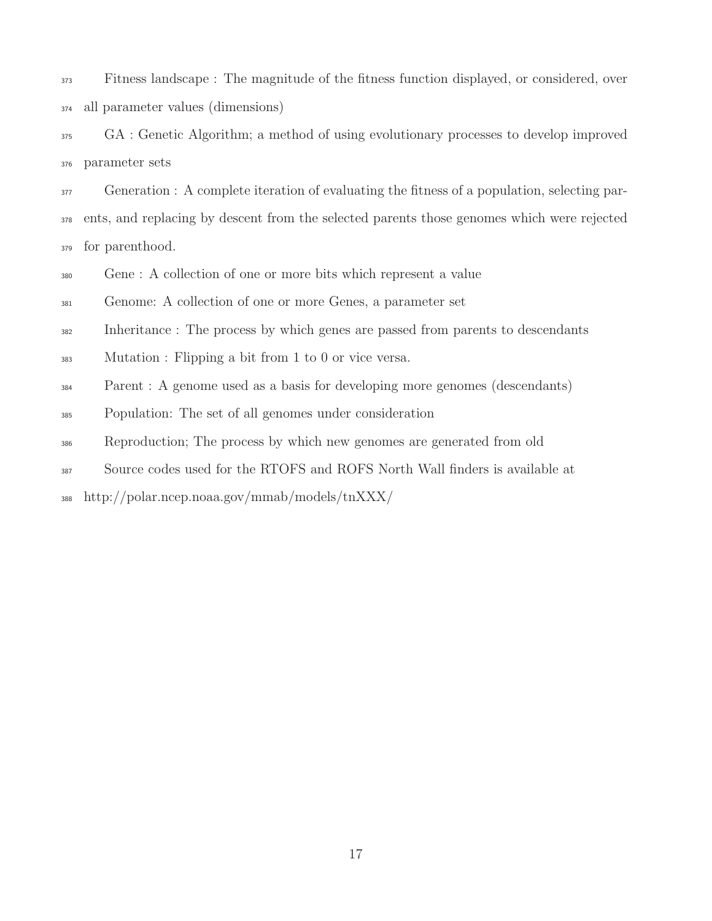Fitness landscape : The magnitude of the fitness function displayed, or considered, over all parameter values (dimensions)

GA : Genetic Algorithm; a method of using evolutionary processes to develop improved parameter sets

Generation : A complete iteration of evaluating the fitness of a population, selecting parents, and replacing by descent from the selected parents those genomes which were rejected for parenthood.

Gene : A collection of one or more bits which represent a value

Genome: A collection of one or more Genes, a parameter set

Inheritance : The process by which genes are passed from parents to descendants

Mutation : Flipping a bit from 1 to 0 or vice versa.

Parent : A genome used as a basis for developing more genomes (descendants)

Population: The set of all genomes under consideration

Reproduction; The process by which new genomes are generated from old

Source codes used for the RTOFS and ROFS North Wall finders is available at http://polar.ncep.noaa.gov/mmab/models/tnXXX/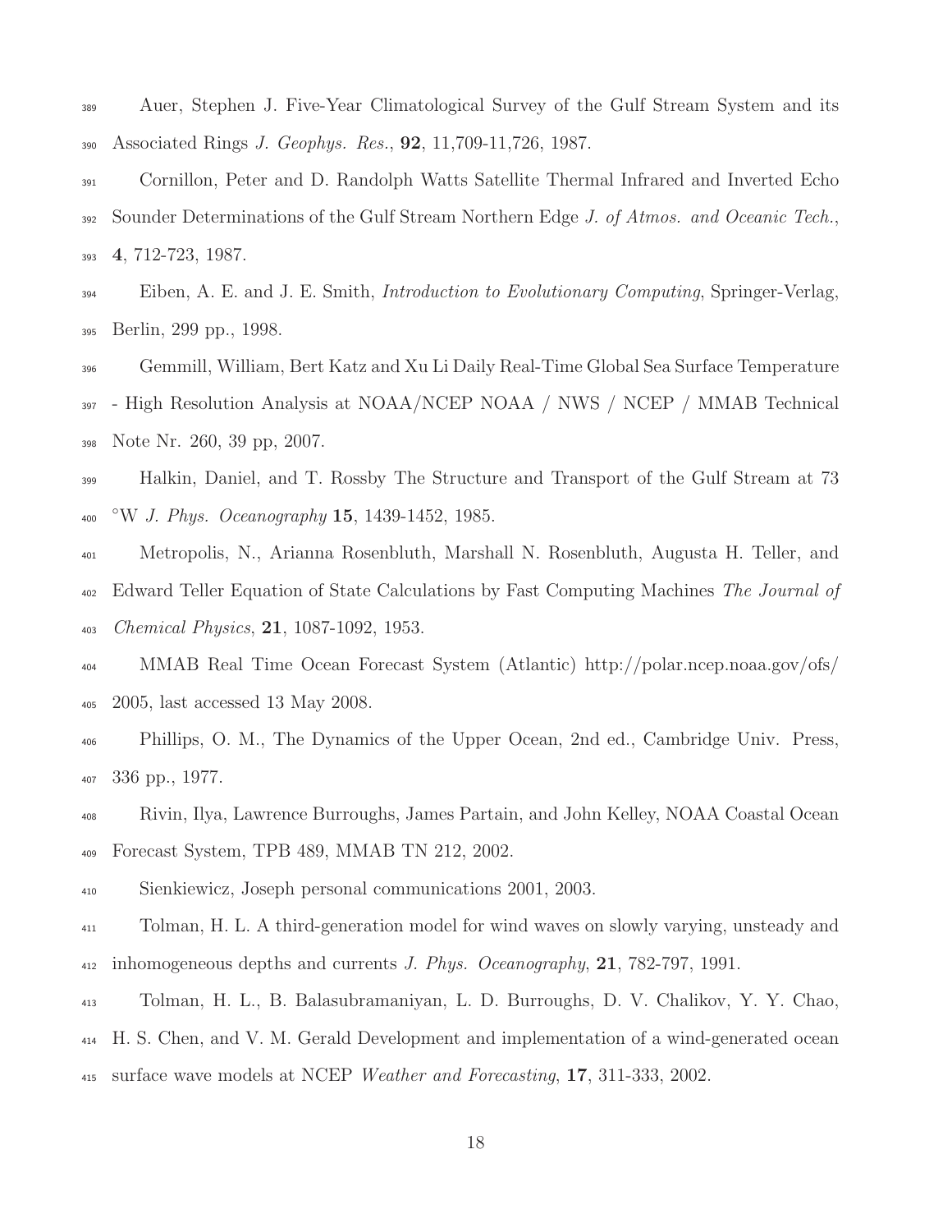Auer, Stephen J. Five-Year Climatological Survey of the Gulf Stream System and its Associated Rings *J. Geophys. Res.*, **92**, 11,709-11,726, 1987.

Cornillon, Peter and D. Randolph Watts Satellite Thermal Infrared and Inverted Echo Sounder Determinations of the Gulf Stream Northern Edge *J. of Atmos. and Oceanic Tech.*, **4**, 712-723, 1987.

Eiben, A. E. and J. E. Smith, *Introduction to Evolutionary Computing*, Springer-Verlag, Berlin, 299 pp., 1998.

Gemmill, William, Bert Katz and Xu Li Daily Real-Time Global Sea Surface Temperature - High Resolution Analysis at NOAA/NCEP NOAA / NWS / NCEP / MMAB Technical Note Nr. 260, 39 pp, 2007.

Halkin, Daniel, and T. Rossby The Structure and Transport of the Gulf Stream at 73 °W *J. Phys. Oceanography* **15**, 1439-1452, 1985.

Metropolis, N., Arianna Rosenbluth, Marshall N. Rosenbluth, Augusta H. Teller, and Edward Teller Equation of State Calculations by Fast Computing Machines *The Journal of Chemical Physics*, **21**, 1087-1092, 1953.

MMAB Real Time Ocean Forecast System (Atlantic) http://polar.ncep.noaa.gov/ofs/ 2005, last accessed 13 May 2008.

Phillips, O. M., The Dynamics of the Upper Ocean, 2nd ed., Cambridge Univ. Press, 336 pp., 1977.

Rivin, Ilya, Lawrence Burroughs, James Partain, and John Kelley, NOAA Coastal Ocean Forecast System, TPB 489, MMAB TN 212, 2002.

Sienkiewicz, Joseph personal communications 2001, 2003.

Tolman, H. L. A third-generation model for wind waves on slowly varying, unsteady and inhomogeneous depths and currents *J. Phys. Oceanography*, **21**, 782-797, 1991.

Tolman, H. L., B. Balasubramaniyan, L. D. Burroughs, D. V. Chalikov, Y. Y. Chao, H. S. Chen, and V. M. Gerald Development and implementation of a wind-generated ocean surface wave models at NCEP *Weather and Forecasting*, **17**, 311-333, 2002.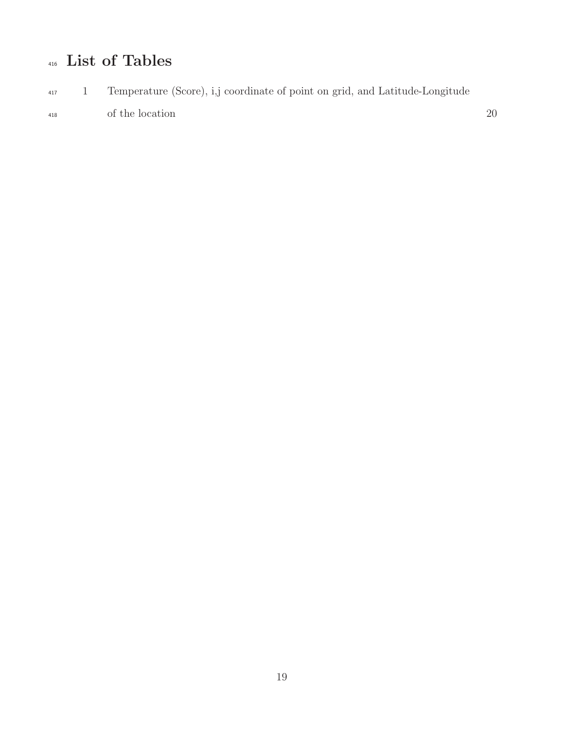# List of Tables

1 Temperature (Score), i,j coordinate of point on grid, and Latitude-Longitude of the location 20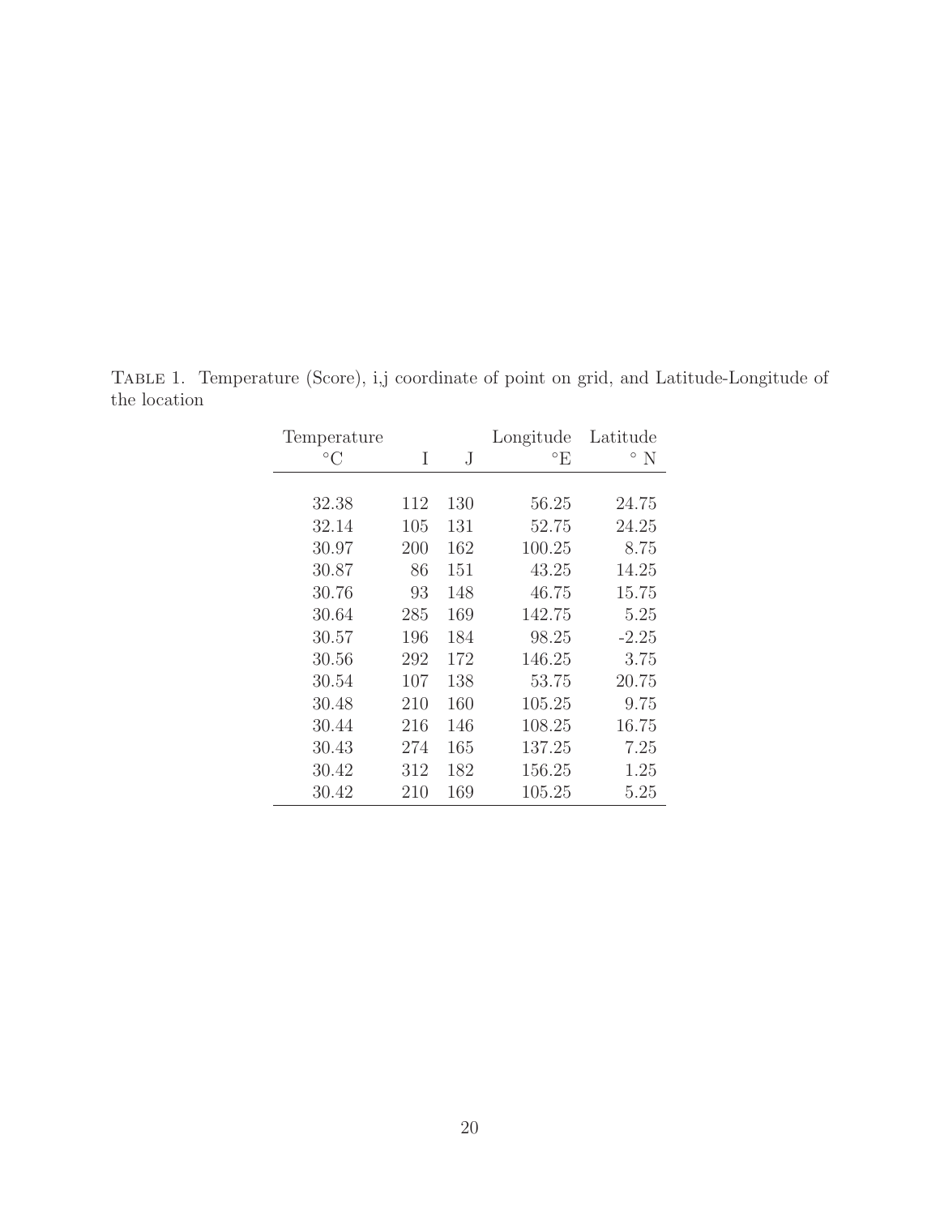TABLE 1. Temperature (Score), i,j coordinate of point on grid, and Latitude-Longitude of the location

| Temperature °C | I | J | Longitude °E | Latitude ° N |
|---|---|---|---|---|
| 32.38 | 112 | 130 | 56.25 | 24.75 |
| 32.14 | 105 | 131 | 52.75 | 24.25 |
| 30.97 | 200 | 162 | 100.25 | 8.75 |
| 30.87 | 86 | 151 | 43.25 | 14.25 |
| 30.76 | 93 | 148 | 46.75 | 15.75 |
| 30.64 | 285 | 169 | 142.75 | 5.25 |
| 30.57 | 196 | 184 | 98.25 | -2.25 |
| 30.56 | 292 | 172 | 146.25 | 3.75 |
| 30.54 | 107 | 138 | 53.75 | 20.75 |
| 30.48 | 210 | 160 | 105.25 | 9.75 |
| 30.44 | 216 | 146 | 108.25 | 16.75 |
| 30.43 | 274 | 165 | 137.25 | 7.25 |
| 30.42 | 312 | 182 | 156.25 | 1.25 |
| 30.42 | 210 | 169 | 105.25 | 5.25 |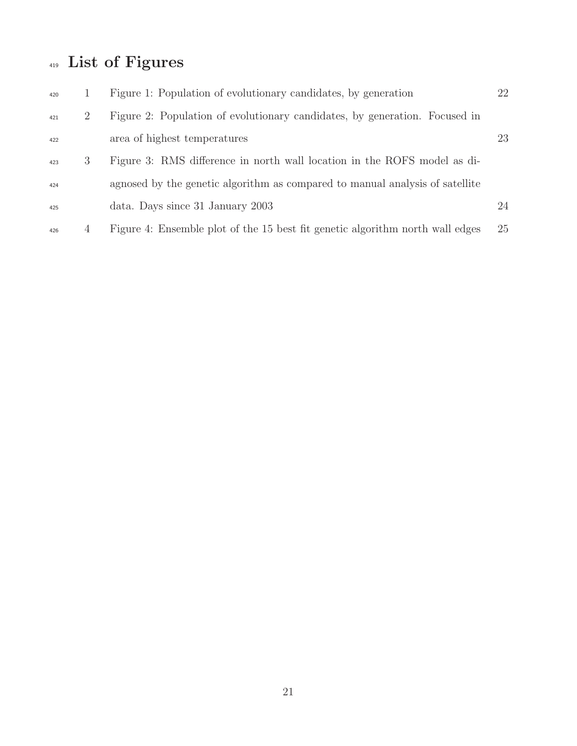# List of Figures

1. Figure 1: Population of evolutionary candidates, by generation — 22
2. Figure 2: Population of evolutionary candidates, by generation. Focused in area of highest temperatures — 23
3. Figure 3: RMS difference in north wall location in the ROFS model as diagnosed by the genetic algorithm as compared to manual analysis of satellite data. Days since 31 January 2003 — 24
4. Figure 4: Ensemble plot of the 15 best fit genetic algorithm north wall edges — 25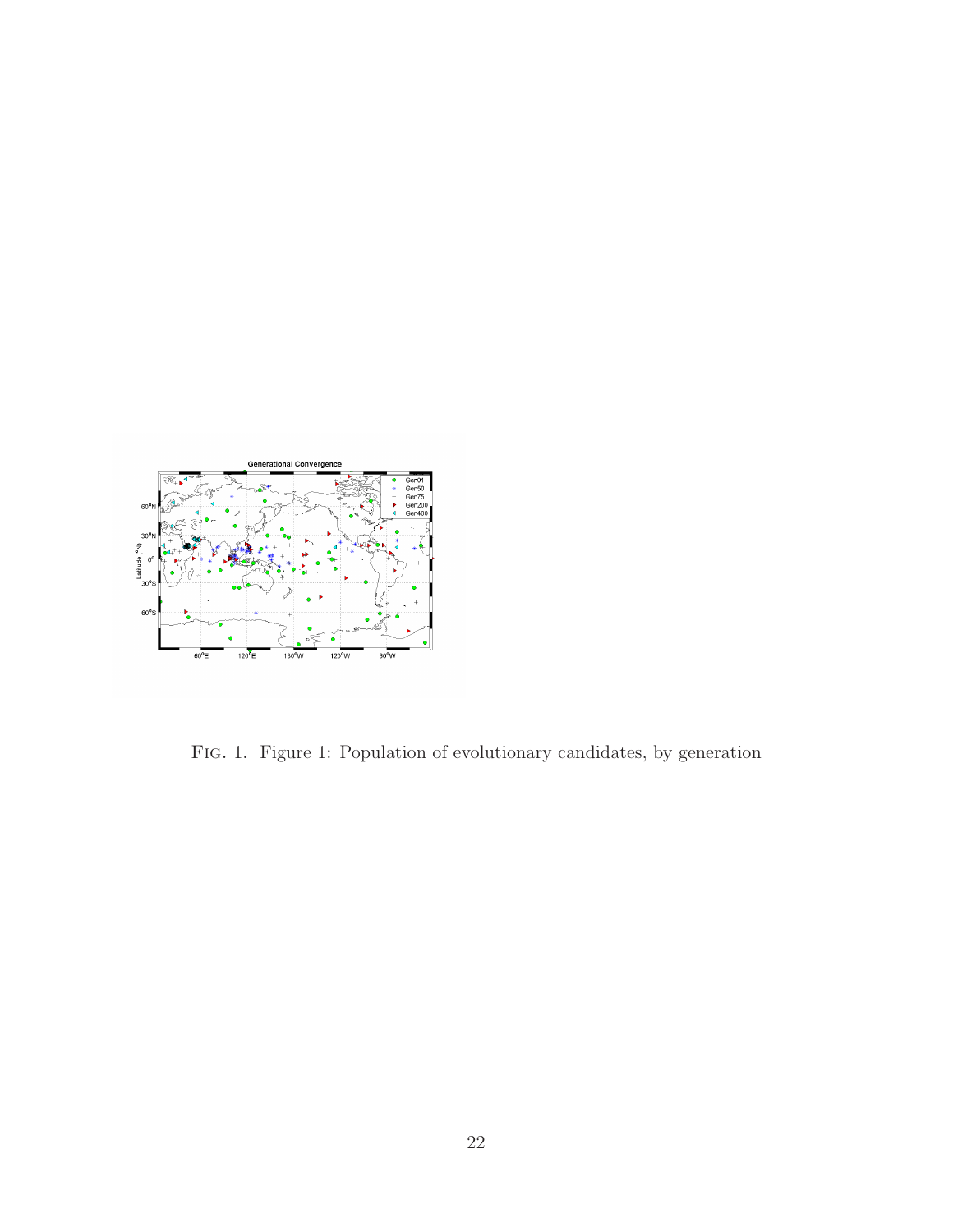FIG. 1. Figure 1: Population of evolutionary candidates, by generation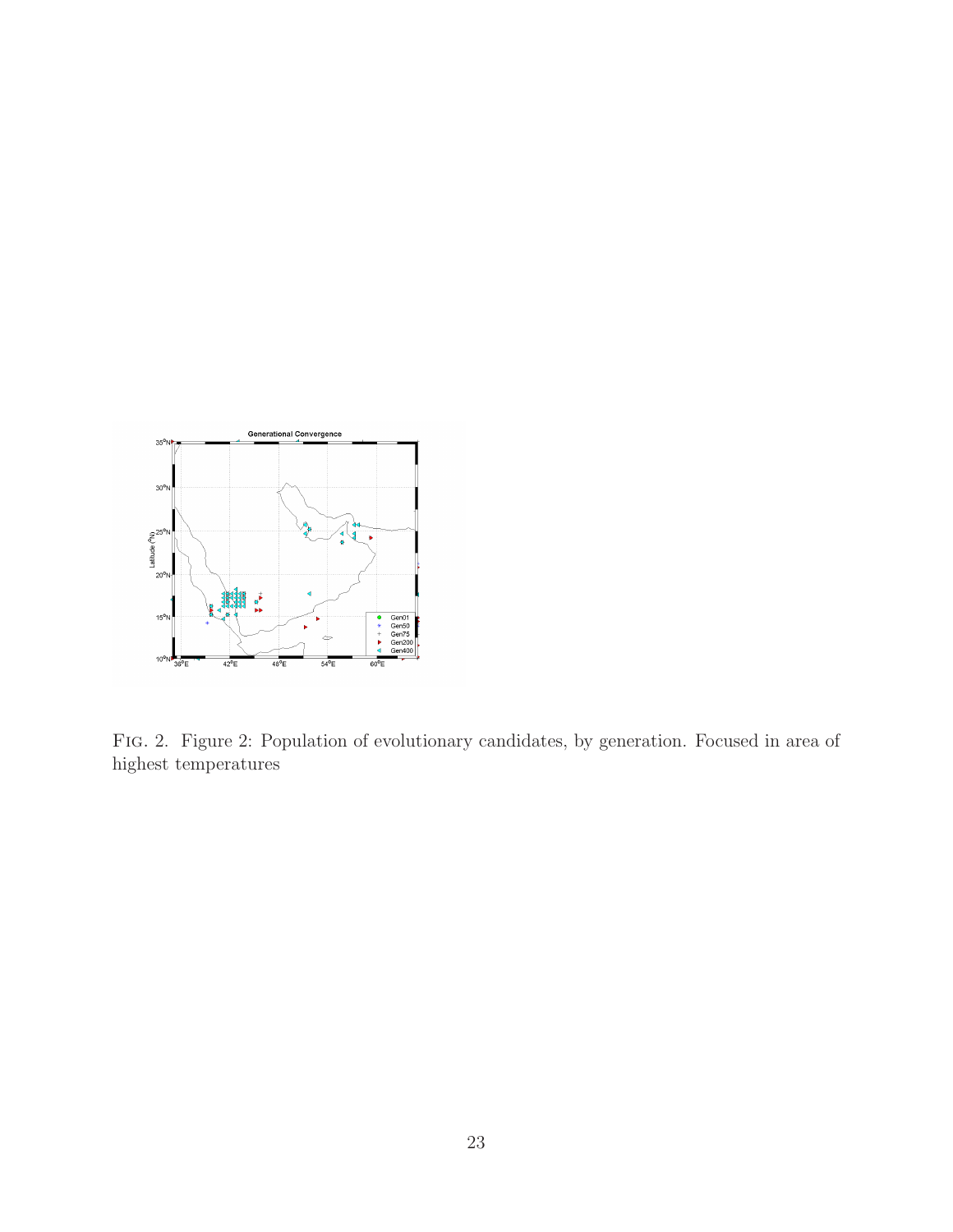Fig. 2. Figure 2: Population of evolutionary candidates, by generation. Focused in area of highest temperatures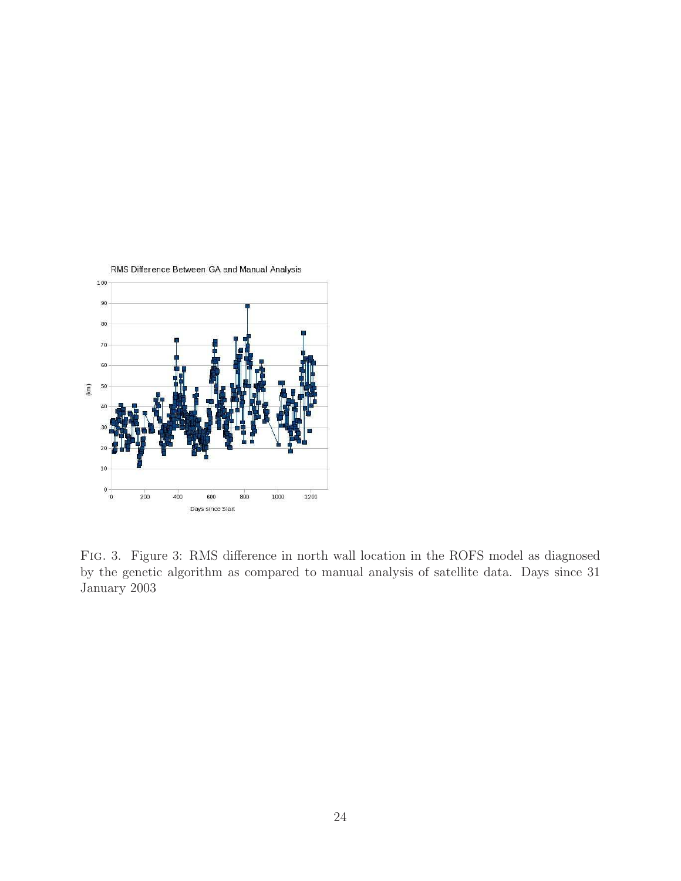Fig. 3. Figure 3: RMS difference in north wall location in the ROFS model as diagnosed by the genetic algorithm as compared to manual analysis of satellite data. Days since 31 January 2003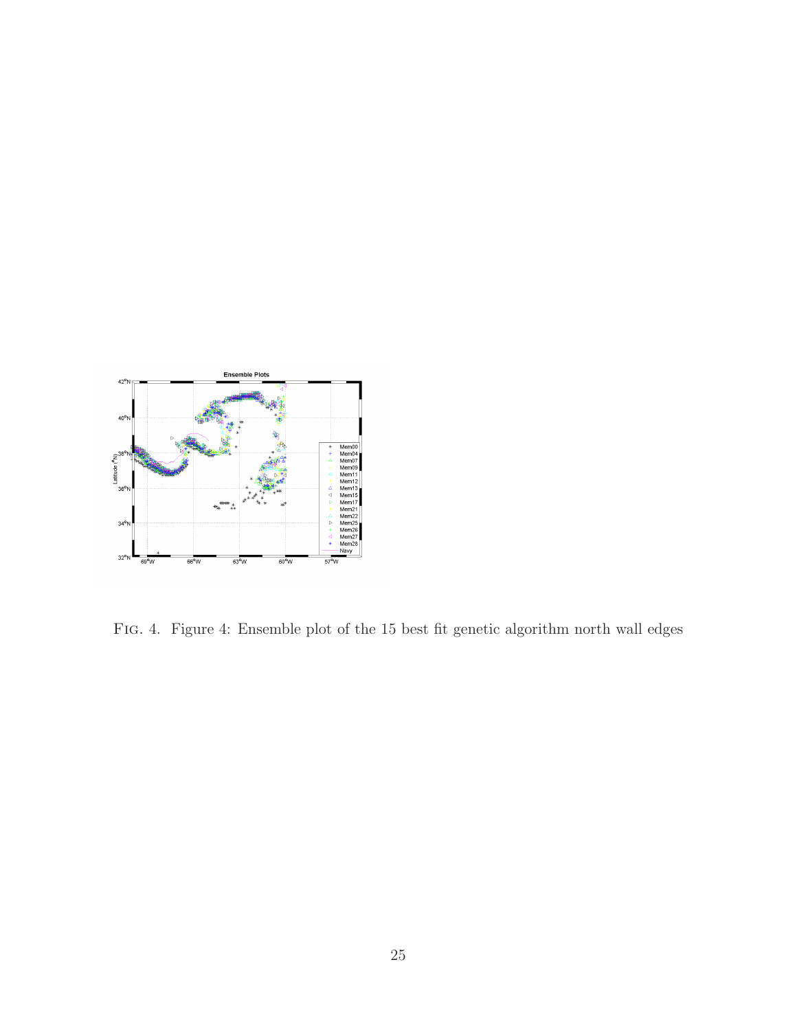Ensemble Plots

42°N
40°N
38°N
36°N
34°N
32°N

Latitude (°N)

69°W
66°W
63°W
60°W
57°W

Mem00
Mem04
Mem07
Mem09
Mem11
Mem12
Mem13
Mem15
Mem17
Mem21
Mem22
Mem25
Mem26
Mem27
Mem28
Navy

Fig. 4. Figure 4: Ensemble plot of the 15 best fit genetic algorithm north wall edges